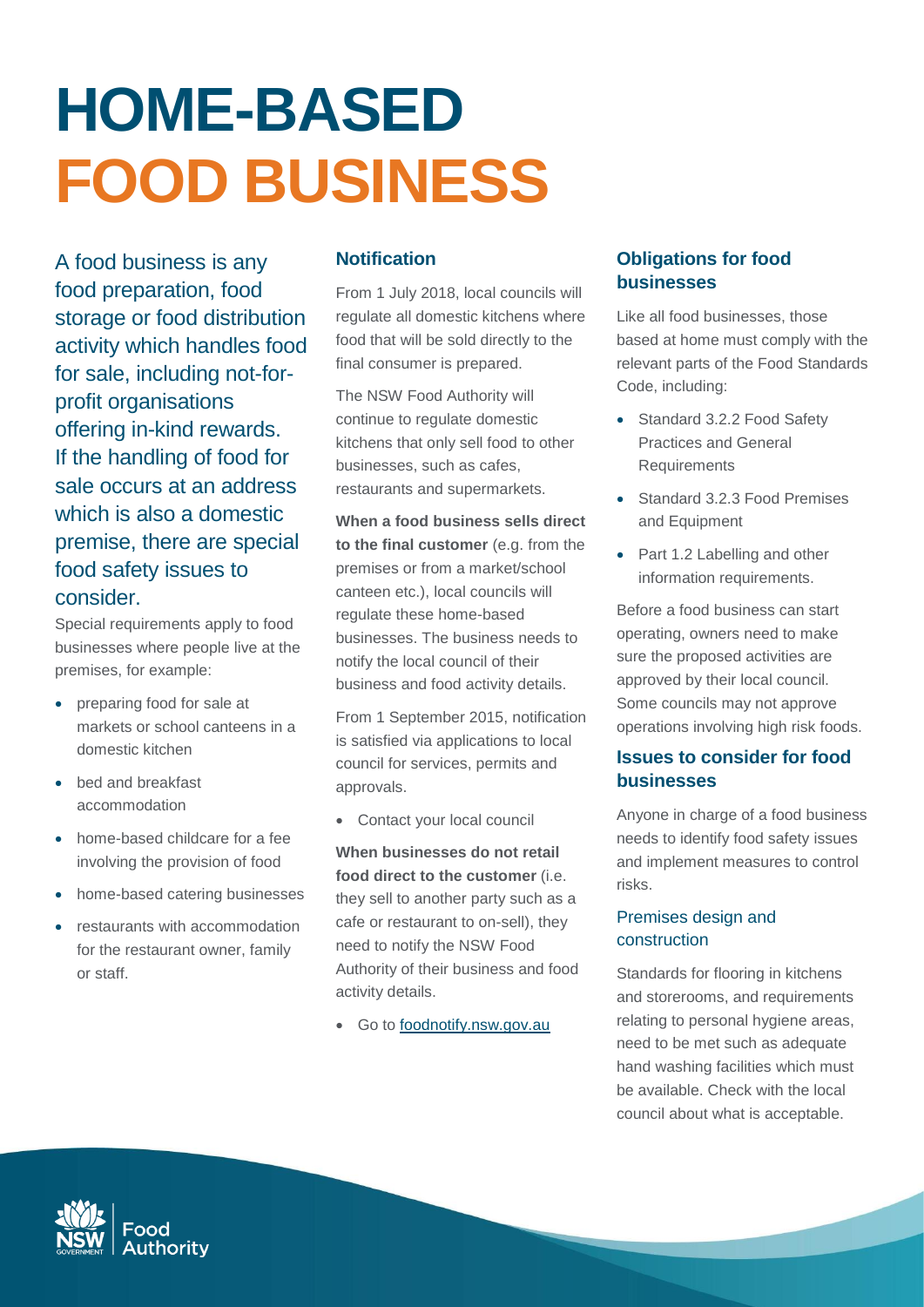# HOME-BASED FOOD BUSINESS

A food business is any food preparation, food storage or food distribution activity which handles food for sale, including not-for-profit organisations offering in-kind rewards. If the handling of food for sale occurs at an address which is also a domestic premise, there are special food safety issues to consider.

Special requirements apply to food businesses where people live at the premises, for example:

- preparing food for sale at markets or school canteens in a domestic kitchen
- bed and breakfast accommodation
- home-based childcare for a fee involving the provision of food
- home-based catering businesses
- restaurants with accommodation for the restaurant owner, family or staff.

## Notification

From 1 July 2018, local councils will regulate all domestic kitchens where food that will be sold directly to the final consumer is prepared.

The NSW Food Authority will continue to regulate domestic kitchens that only sell food to other businesses, such as cafes, restaurants and supermarkets.

**When a food business sells direct to the final customer** (e.g. from the premises or from a market/school canteen etc.), local councils will regulate these home-based businesses. The business needs to notify the local council of their business and food activity details.

From 1 September 2015, notification is satisfied via applications to local council for services, permits and approvals.

- Contact your local council

**When businesses do not retail food direct to the customer** (i.e. they sell to another party such as a cafe or restaurant to on-sell), they need to notify the NSW Food Authority of their business and food activity details.

- Go to [foodnotify.nsw.gov.au](foodnotify.nsw.gov.au)

## Obligations for food businesses

Like all food businesses, those based at home must comply with the relevant parts of the Food Standards Code, including:

- Standard 3.2.2 Food Safety Practices and General Requirements
- Standard 3.2.3 Food Premises and Equipment
- Part 1.2 Labelling and other information requirements.

Before a food business can start operating, owners need to make sure the proposed activities are approved by their local council. Some councils may not approve operations involving high risk foods.

## Issues to consider for food businesses

Anyone in charge of a food business needs to identify food safety issues and implement measures to control risks.

### Premises design and construction

Standards for flooring in kitchens and storerooms, and requirements relating to personal hygiene areas, need to be met such as adequate hand washing facilities which must be available. Check with the local council about what is acceptable.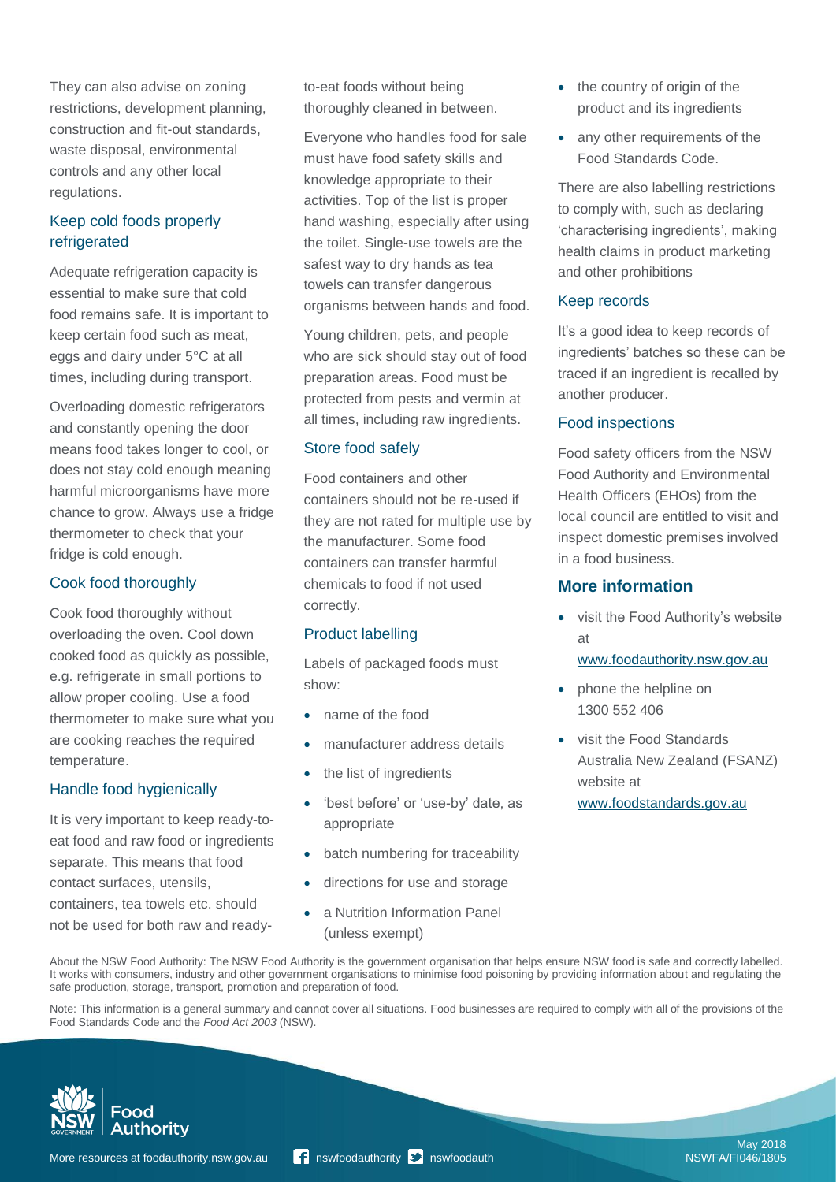They can also advise on zoning restrictions, development planning, construction and fit-out standards, waste disposal, environmental controls and any other local regulations.

### Keep cold foods properly refrigerated

Adequate refrigeration capacity is essential to make sure that cold food remains safe. It is important to keep certain food such as meat, eggs and dairy under 5°C at all times, including during transport.

Overloading domestic refrigerators and constantly opening the door means food takes longer to cool, or does not stay cold enough meaning harmful microorganisms have more chance to grow. Always use a fridge thermometer to check that your fridge is cold enough.

### Cook food thoroughly

Cook food thoroughly without overloading the oven. Cool down cooked food as quickly as possible, e.g. refrigerate in small portions to allow proper cooling. Use a food thermometer to make sure what you are cooking reaches the required temperature.

### Handle food hygienically

It is very important to keep ready-to-eat food and raw food or ingredients separate. This means that food contact surfaces, utensils, containers, tea towels etc. should not be used for both raw and ready-to-eat foods without being thoroughly cleaned in between.

Everyone who handles food for sale must have food safety skills and knowledge appropriate to their activities. Top of the list is proper hand washing, especially after using the toilet. Single-use towels are the safest way to dry hands as tea towels can transfer dangerous organisms between hands and food.

Young children, pets, and people who are sick should stay out of food preparation areas. Food must be protected from pests and vermin at all times, including raw ingredients.

### Store food safely

Food containers and other containers should not be re-used if they are not rated for multiple use by the manufacturer. Some food containers can transfer harmful chemicals to food if not used correctly.

### Product labelling

Labels of packaged foods must show:

- name of the food
- manufacturer address details
- the list of ingredients
- 'best before' or 'use-by' date, as appropriate
- batch numbering for traceability
- directions for use and storage
- a Nutrition Information Panel (unless exempt)
- the country of origin of the product and its ingredients
- any other requirements of the Food Standards Code.

There are also labelling restrictions to comply with, such as declaring 'characterising ingredients', making health claims in product marketing and other prohibitions

### Keep records

It's a good idea to keep records of ingredients' batches so these can be traced if an ingredient is recalled by another producer.

### Food inspections

Food safety officers from the NSW Food Authority and Environmental Health Officers (EHOs) from the local council are entitled to visit and inspect domestic premises involved in a food business.

## More information

- visit the Food Authority's website at www.foodauthority.nsw.gov.au
- phone the helpline on 1300 552 406
- visit the Food Standards Australia New Zealand (FSANZ) website at www.foodstandards.gov.au

About the NSW Food Authority: The NSW Food Authority is the government organisation that helps ensure NSW food is safe and correctly labelled. It works with consumers, industry and other government organisations to minimise food poisoning by providing information about and regulating the safe production, storage, transport, promotion and preparation of food.

Note: This information is a general summary and cannot cover all situations. Food businesses are required to comply with all of the provisions of the Food Standards Code and the *Food Act 2003* (NSW).

NSW Food Authority

More resources at foodauthority.nsw.gov.au nswfoodauthority nswfoodauth

May 2018
NSWFA/FI046/1805